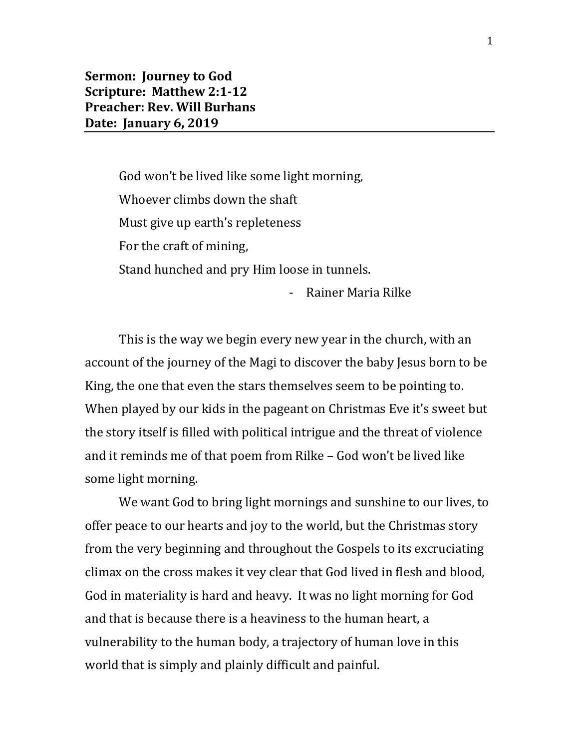**Sermon: Journey to God**
**Scripture: Matthew 2:1-12**
**Preacher: Rev. Will Burhans**
**Date: January 6, 2019**

> God won't be lived like some light morning,
> Whoever climbs down the shaft
> Must give up earth's repleteness
> For the craft of mining,
> Stand hunched and pry Him loose in tunnels.
>
> \- Rainer Maria Rilke

This is the way we begin every new year in the church, with an account of the journey of the Magi to discover the baby Jesus born to be King, the one that even the stars themselves seem to be pointing to. When played by our kids in the pageant on Christmas Eve it's sweet but the story itself is filled with political intrigue and the threat of violence and it reminds me of that poem from Rilke – God won't be lived like some light morning.

We want God to bring light mornings and sunshine to our lives, to offer peace to our hearts and joy to the world, but the Christmas story from the very beginning and throughout the Gospels to its excruciating climax on the cross makes it vey clear that God lived in flesh and blood, God in materiality is hard and heavy. It was no light morning for God and that is because there is a heaviness to the human heart, a vulnerability to the human body, a trajectory of human love in this world that is simply and plainly difficult and painful.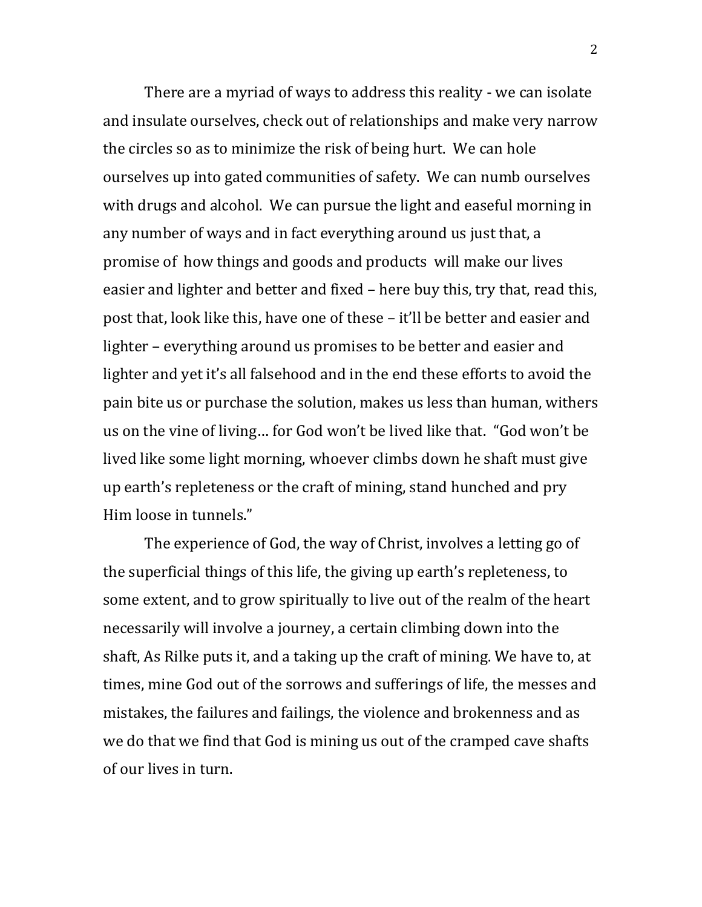There are a myriad of ways to address this reality - we can isolate and insulate ourselves, check out of relationships and make very narrow the circles so as to minimize the risk of being hurt. We can hole ourselves up into gated communities of safety. We can numb ourselves with drugs and alcohol. We can pursue the light and easeful morning in any number of ways and in fact everything around us just that, a promise of how things and goods and products will make our lives easier and lighter and better and fixed – here buy this, try that, read this, post that, look like this, have one of these – it'll be better and easier and lighter – everything around us promises to be better and easier and lighter and yet it's all falsehood and in the end these efforts to avoid the pain bite us or purchase the solution, makes us less than human, withers us on the vine of living… for God won't be lived like that. "God won't be lived like some light morning, whoever climbs down he shaft must give up earth's repleteness or the craft of mining, stand hunched and pry Him loose in tunnels."

The experience of God, the way of Christ, involves a letting go of the superficial things of this life, the giving up earth's repleteness, to some extent, and to grow spiritually to live out of the realm of the heart necessarily will involve a journey, a certain climbing down into the shaft, As Rilke puts it, and a taking up the craft of mining. We have to, at times, mine God out of the sorrows and sufferings of life, the messes and mistakes, the failures and failings, the violence and brokenness and as we do that we find that God is mining us out of the cramped cave shafts of our lives in turn.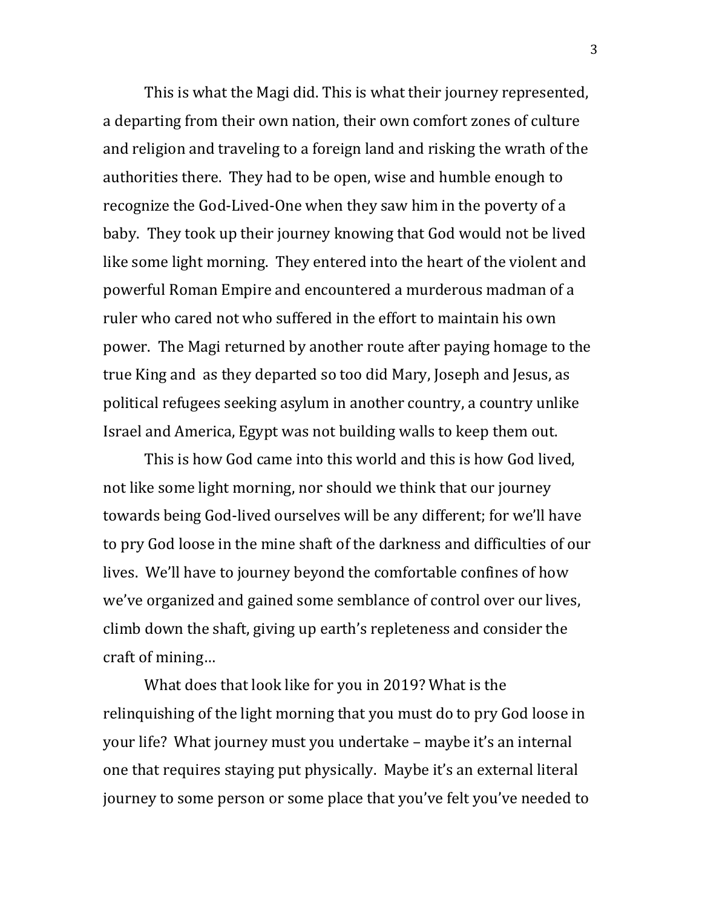This is what the Magi did. This is what their journey represented, a departing from their own nation, their own comfort zones of culture and religion and traveling to a foreign land and risking the wrath of the authorities there. They had to be open, wise and humble enough to recognize the God-Lived-One when they saw him in the poverty of a baby. They took up their journey knowing that God would not be lived like some light morning. They entered into the heart of the violent and powerful Roman Empire and encountered a murderous madman of a ruler who cared not who suffered in the effort to maintain his own power. The Magi returned by another route after paying homage to the true King and as they departed so too did Mary, Joseph and Jesus, as political refugees seeking asylum in another country, a country unlike Israel and America, Egypt was not building walls to keep them out.

This is how God came into this world and this is how God lived, not like some light morning, nor should we think that our journey towards being God-lived ourselves will be any different; for we'll have to pry God loose in the mine shaft of the darkness and difficulties of our lives. We'll have to journey beyond the comfortable confines of how we've organized and gained some semblance of control over our lives, climb down the shaft, giving up earth's repleteness and consider the craft of mining…

What does that look like for you in 2019? What is the relinquishing of the light morning that you must do to pry God loose in your life? What journey must you undertake – maybe it's an internal one that requires staying put physically. Maybe it's an external literal journey to some person or some place that you've felt you've needed to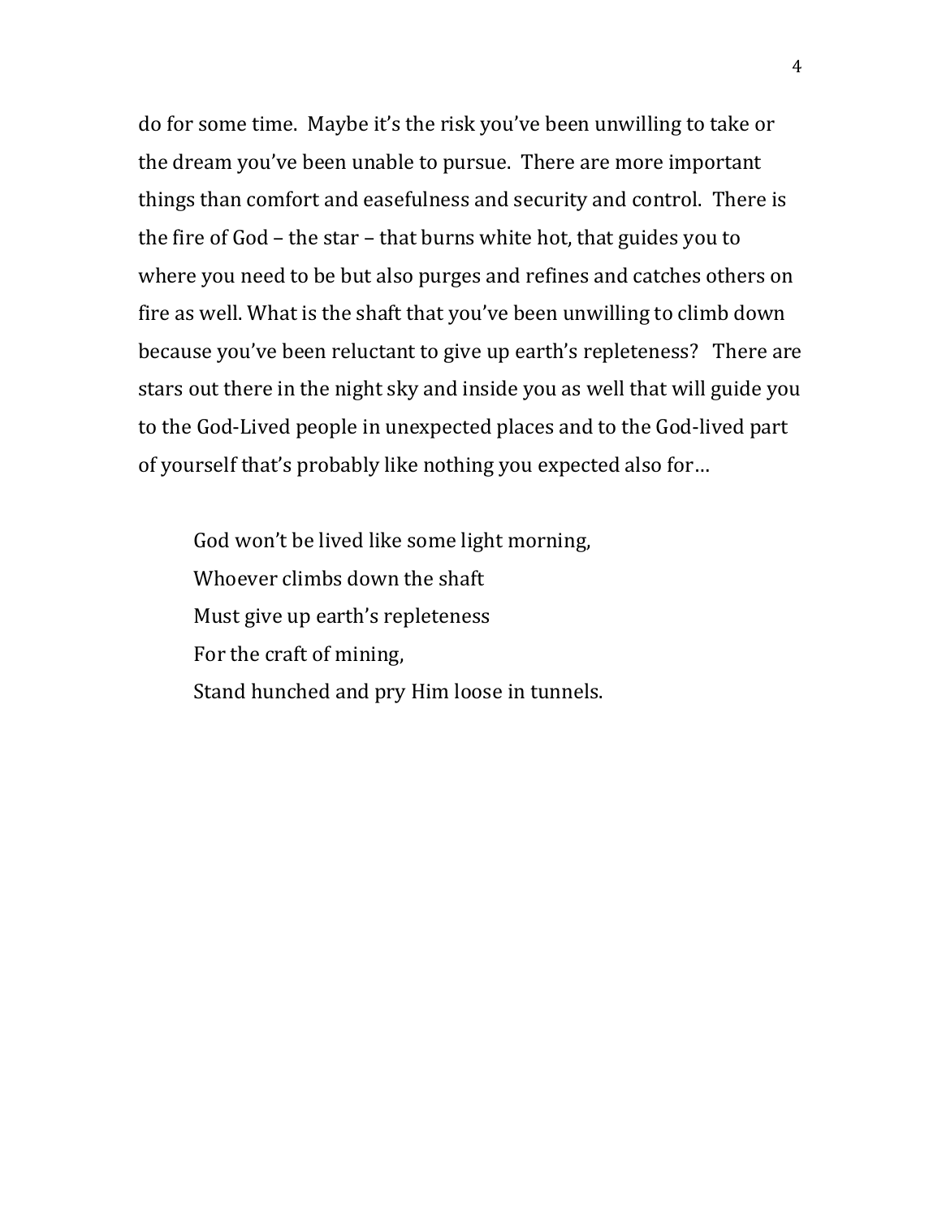do for some time. Maybe it's the risk you've been unwilling to take or the dream you've been unable to pursue. There are more important things than comfort and easefulness and security and control. There is the fire of God – the star – that burns white hot, that guides you to where you need to be but also purges and refines and catches others on fire as well. What is the shaft that you've been unwilling to climb down because you've been reluctant to give up earth's repleteness? There are stars out there in the night sky and inside you as well that will guide you to the God-Lived people in unexpected places and to the God-lived part of yourself that's probably like nothing you expected also for…

> God won't be lived like some light morning,
> Whoever climbs down the shaft
> Must give up earth's repleteness
> For the craft of mining,
> Stand hunched and pry Him loose in tunnels.